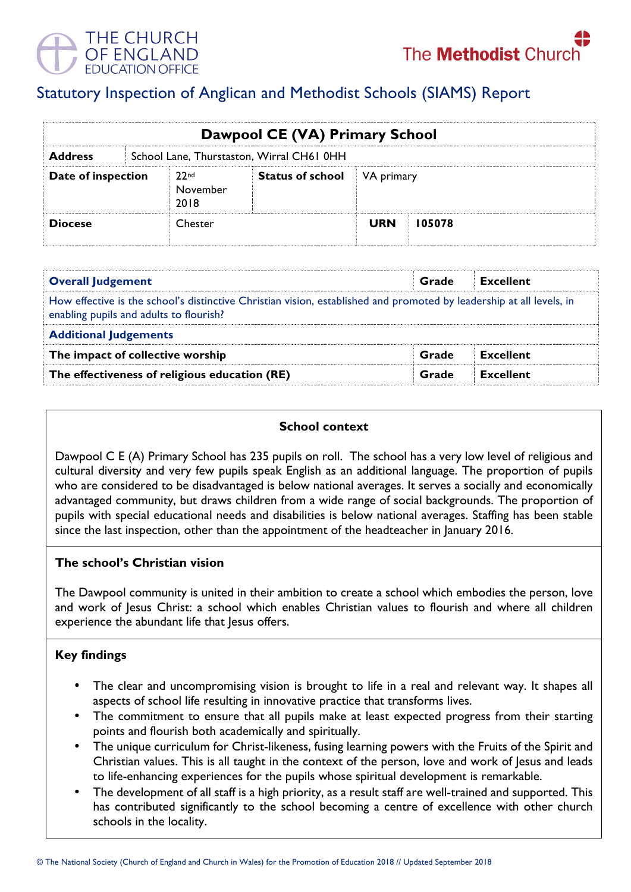THE CHURCH OF ENGLAND EDUCATION OFFICE

The Methodist Church

# Statutory Inspection of Anglican and Methodist Schools (SIAMS) Report

| Dawpool CE (VA) Primary School | | | | | |
|---|---|---|---|---|---|
| **Address** | School Lane, Thurstaston, Wirral CH61 0HH | | | | |
| **Date of inspection** | 22nd November 2018 | **Status of school** | VA primary | | |
| **Diocese** | Chester | | **URN** | **105078** | |

| **Overall Judgement** | **Grade** | **Excellent** |
|---|---|---|
| How effective is the school's distinctive Christian vision, established and promoted by leadership at all levels, in enabling pupils and adults to flourish? | | |
| **Additional Judgements** | | |
| **The impact of collective worship** | **Grade** | **Excellent** |
| **The effectiveness of religious education (RE)** | **Grade** | **Excellent** |

### School context

Dawpool C E (A) Primary School has 235 pupils on roll. The school has a very low level of religious and cultural diversity and very few pupils speak English as an additional language. The proportion of pupils who are considered to be disadvantaged is below national averages. It serves a socially and economically advantaged community, but draws children from a wide range of social backgrounds. The proportion of pupils with special educational needs and disabilities is below national averages. Staffing has been stable since the last inspection, other than the appointment of the headteacher in January 2016.

### The school's Christian vision

The Dawpool community is united in their ambition to create a school which embodies the person, love and work of Jesus Christ: a school which enables Christian values to flourish and where all children experience the abundant life that Jesus offers.

### Key findings

- The clear and uncompromising vision is brought to life in a real and relevant way. It shapes all aspects of school life resulting in innovative practice that transforms lives.
- The commitment to ensure that all pupils make at least expected progress from their starting points and flourish both academically and spiritually.
- The unique curriculum for Christ-likeness, fusing learning powers with the Fruits of the Spirit and Christian values. This is all taught in the context of the person, love and work of Jesus and leads to life-enhancing experiences for the pupils whose spiritual development is remarkable.
- The development of all staff is a high priority, as a result staff are well-trained and supported. This has contributed significantly to the school becoming a centre of excellence with other church schools in the locality.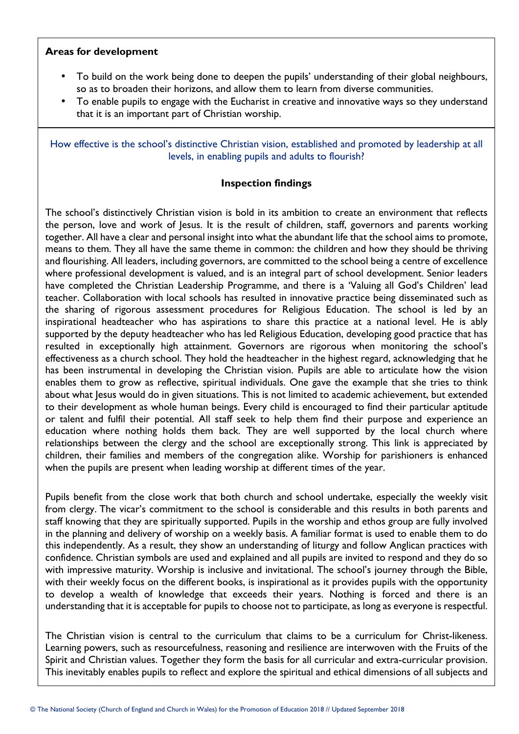**Areas for development**

- To build on the work being done to deepen the pupils' understanding of their global neighbours, so as to broaden their horizons, and allow them to learn from diverse communities.
- To enable pupils to engage with the Eucharist in creative and innovative ways so they understand that it is an important part of Christian worship.

How effective is the school's distinctive Christian vision, established and promoted by leadership at all levels, in enabling pupils and adults to flourish?

**Inspection findings**

The school's distinctively Christian vision is bold in its ambition to create an environment that reflects the person, love and work of Jesus. It is the result of children, staff, governors and parents working together. All have a clear and personal insight into what the abundant life that the school aims to promote, means to them. They all have the same theme in common: the children and how they should be thriving and flourishing. All leaders, including governors, are committed to the school being a centre of excellence where professional development is valued, and is an integral part of school development. Senior leaders have completed the Christian Leadership Programme, and there is a 'Valuing all God's Children' lead teacher. Collaboration with local schools has resulted in innovative practice being disseminated such as the sharing of rigorous assessment procedures for Religious Education. The school is led by an inspirational headteacher who has aspirations to share this practice at a national level. He is ably supported by the deputy headteacher who has led Religious Education, developing good practice that has resulted in exceptionally high attainment. Governors are rigorous when monitoring the school's effectiveness as a church school. They hold the headteacher in the highest regard, acknowledging that he has been instrumental in developing the Christian vision. Pupils are able to articulate how the vision enables them to grow as reflective, spiritual individuals. One gave the example that she tries to think about what Jesus would do in given situations. This is not limited to academic achievement, but extended to their development as whole human beings. Every child is encouraged to find their particular aptitude or talent and fulfil their potential. All staff seek to help them find their purpose and experience an education where nothing holds them back. They are well supported by the local church where relationships between the clergy and the school are exceptionally strong. This link is appreciated by children, their families and members of the congregation alike. Worship for parishioners is enhanced when the pupils are present when leading worship at different times of the year.

Pupils benefit from the close work that both church and school undertake, especially the weekly visit from clergy. The vicar's commitment to the school is considerable and this results in both parents and staff knowing that they are spiritually supported. Pupils in the worship and ethos group are fully involved in the planning and delivery of worship on a weekly basis. A familiar format is used to enable them to do this independently. As a result, they show an understanding of liturgy and follow Anglican practices with confidence. Christian symbols are used and explained and all pupils are invited to respond and they do so with impressive maturity. Worship is inclusive and invitational. The school's journey through the Bible, with their weekly focus on the different books, is inspirational as it provides pupils with the opportunity to develop a wealth of knowledge that exceeds their years. Nothing is forced and there is an understanding that it is acceptable for pupils to choose not to participate, as long as everyone is respectful.

The Christian vision is central to the curriculum that claims to be a curriculum for Christ-likeness. Learning powers, such as resourcefulness, reasoning and resilience are interwoven with the Fruits of the Spirit and Christian values. Together they form the basis for all curricular and extra-curricular provision. This inevitably enables pupils to reflect and explore the spiritual and ethical dimensions of all subjects and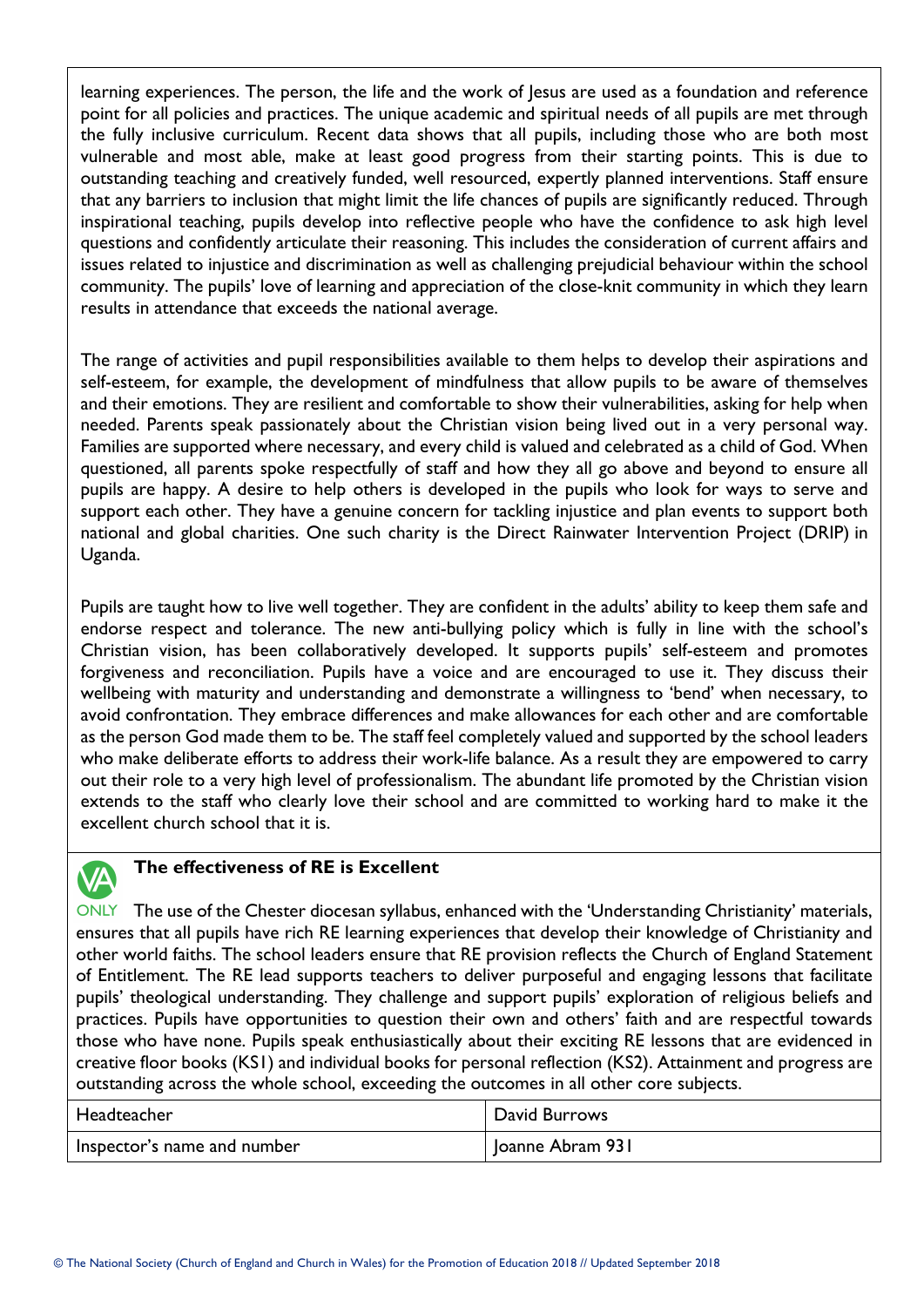learning experiences. The person, the life and the work of Jesus are used as a foundation and reference point for all policies and practices. The unique academic and spiritual needs of all pupils are met through the fully inclusive curriculum. Recent data shows that all pupils, including those who are both most vulnerable and most able, make at least good progress from their starting points. This is due to outstanding teaching and creatively funded, well resourced, expertly planned interventions. Staff ensure that any barriers to inclusion that might limit the life chances of pupils are significantly reduced. Through inspirational teaching, pupils develop into reflective people who have the confidence to ask high level questions and confidently articulate their reasoning. This includes the consideration of current affairs and issues related to injustice and discrimination as well as challenging prejudicial behaviour within the school community. The pupils' love of learning and appreciation of the close-knit community in which they learn results in attendance that exceeds the national average.

The range of activities and pupil responsibilities available to them helps to develop their aspirations and self-esteem, for example, the development of mindfulness that allow pupils to be aware of themselves and their emotions. They are resilient and comfortable to show their vulnerabilities, asking for help when needed. Parents speak passionately about the Christian vision being lived out in a very personal way. Families are supported where necessary, and every child is valued and celebrated as a child of God. When questioned, all parents spoke respectfully of staff and how they all go above and beyond to ensure all pupils are happy. A desire to help others is developed in the pupils who look for ways to serve and support each other. They have a genuine concern for tackling injustice and plan events to support both national and global charities. One such charity is the Direct Rainwater Intervention Project (DRIP) in Uganda.

Pupils are taught how to live well together. They are confident in the adults' ability to keep them safe and endorse respect and tolerance. The new anti-bullying policy which is fully in line with the school's Christian vision, has been collaboratively developed. It supports pupils' self-esteem and promotes forgiveness and reconciliation. Pupils have a voice and are encouraged to use it. They discuss their wellbeing with maturity and understanding and demonstrate a willingness to 'bend' when necessary, to avoid confrontation. They embrace differences and make allowances for each other and are comfortable as the person God made them to be. The staff feel completely valued and supported by the school leaders who make deliberate efforts to address their work-life balance. As a result they are empowered to carry out their role to a very high level of professionalism. The abundant life promoted by the Christian vision extends to the staff who clearly love their school and are committed to working hard to make it the excellent church school that it is.

**The effectiveness of RE is Excellent**

VA ONLY The use of the Chester diocesan syllabus, enhanced with the 'Understanding Christianity' materials, ensures that all pupils have rich RE learning experiences that develop their knowledge of Christianity and other world faiths. The school leaders ensure that RE provision reflects the Church of England Statement of Entitlement. The RE lead supports teachers to deliver purposeful and engaging lessons that facilitate pupils' theological understanding. They challenge and support pupils' exploration of religious beliefs and practices. Pupils have opportunities to question their own and others' faith and are respectful towards those who have none. Pupils speak enthusiastically about their exciting RE lessons that are evidenced in creative floor books (KS1) and individual books for personal reflection (KS2). Attainment and progress are outstanding across the whole school, exceeding the outcomes in all other core subjects.

| | |
|---|---|
| Headteacher | David Burrows |
| Inspector's name and number | Joanne Abram 931 |

© The National Society (Church of England and Church in Wales) for the Promotion of Education 2018 // Updated September 2018